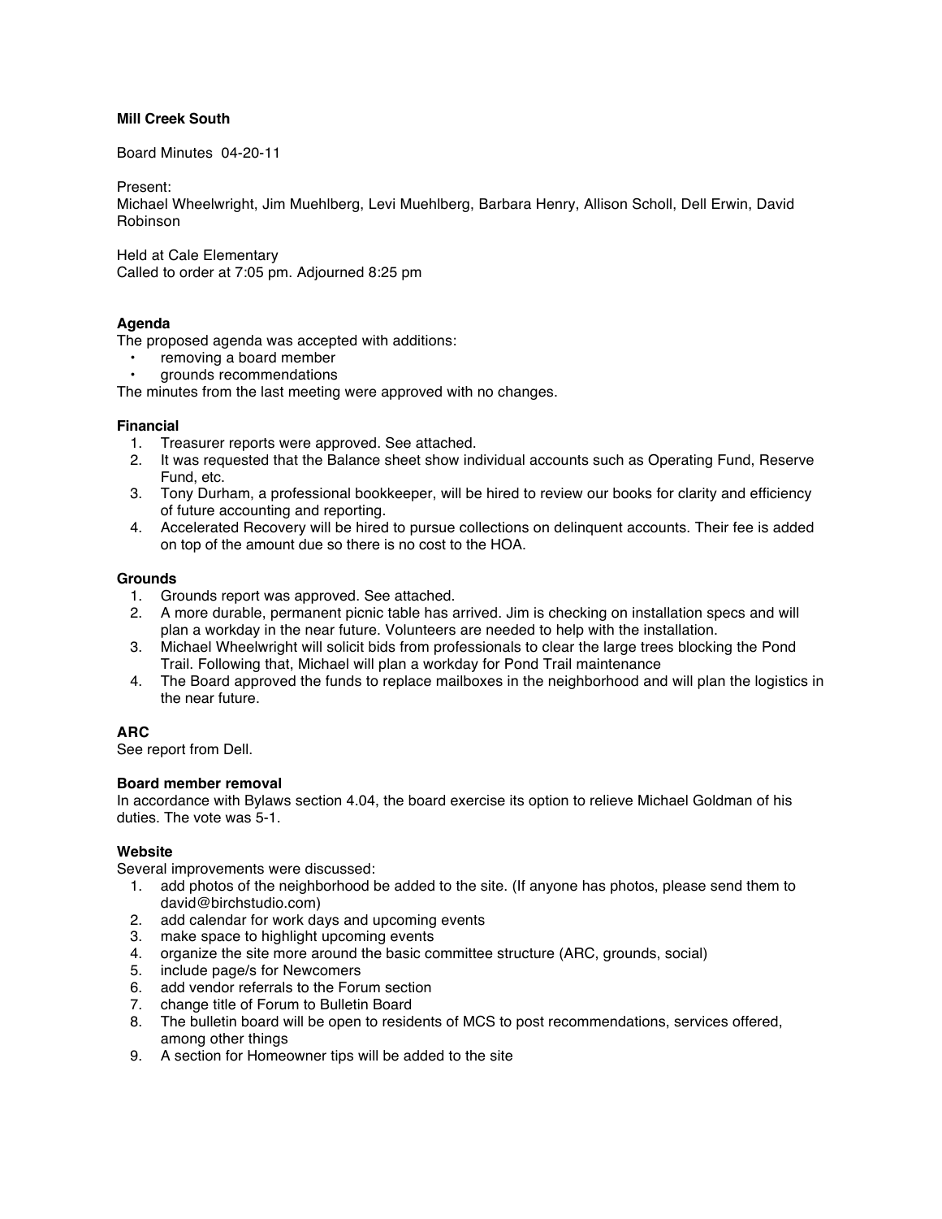**Mill Creek South**

Board Minutes 04-20-11

Present:
Michael Wheelwright, Jim Muehlberg, Levi Muehlberg, Barbara Henry, Allison Scholl, Dell Erwin, David Robinson

Held at Cale Elementary
Called to order at 7:05 pm. Adjourned 8:25 pm

**Agenda**

The proposed agenda was accepted with additions:

- removing a board member
- grounds recommendations

The minutes from the last meeting were approved with no changes.

**Financial**

1. Treasurer reports were approved. See attached.
2. It was requested that the Balance sheet show individual accounts such as Operating Fund, Reserve Fund, etc.
3. Tony Durham, a professional bookkeeper, will be hired to review our books for clarity and efficiency of future accounting and reporting.
4. Accelerated Recovery will be hired to pursue collections on delinquent accounts. Their fee is added on top of the amount due so there is no cost to the HOA.

**Grounds**

1. Grounds report was approved. See attached.
2. A more durable, permanent picnic table has arrived. Jim is checking on installation specs and will plan a workday in the near future. Volunteers are needed to help with the installation.
3. Michael Wheelwright will solicit bids from professionals to clear the large trees blocking the Pond Trail. Following that, Michael will plan a workday for Pond Trail maintenance
4. The Board approved the funds to replace mailboxes in the neighborhood and will plan the logistics in the near future.

**ARC**

See report from Dell.

**Board member removal**

In accordance with Bylaws section 4.04, the board exercise its option to relieve Michael Goldman of his duties. The vote was 5-1.

**Website**

Several improvements were discussed:

1. add photos of the neighborhood be added to the site. (If anyone has photos, please send them to david@birchstudio.com)
2. add calendar for work days and upcoming events
3. make space to highlight upcoming events
4. organize the site more around the basic committee structure (ARC, grounds, social)
5. include page/s for Newcomers
6. add vendor referrals to the Forum section
7. change title of Forum to Bulletin Board
8. The bulletin board will be open to residents of MCS to post recommendations, services offered, among other things
9. A section for Homeowner tips will be added to the site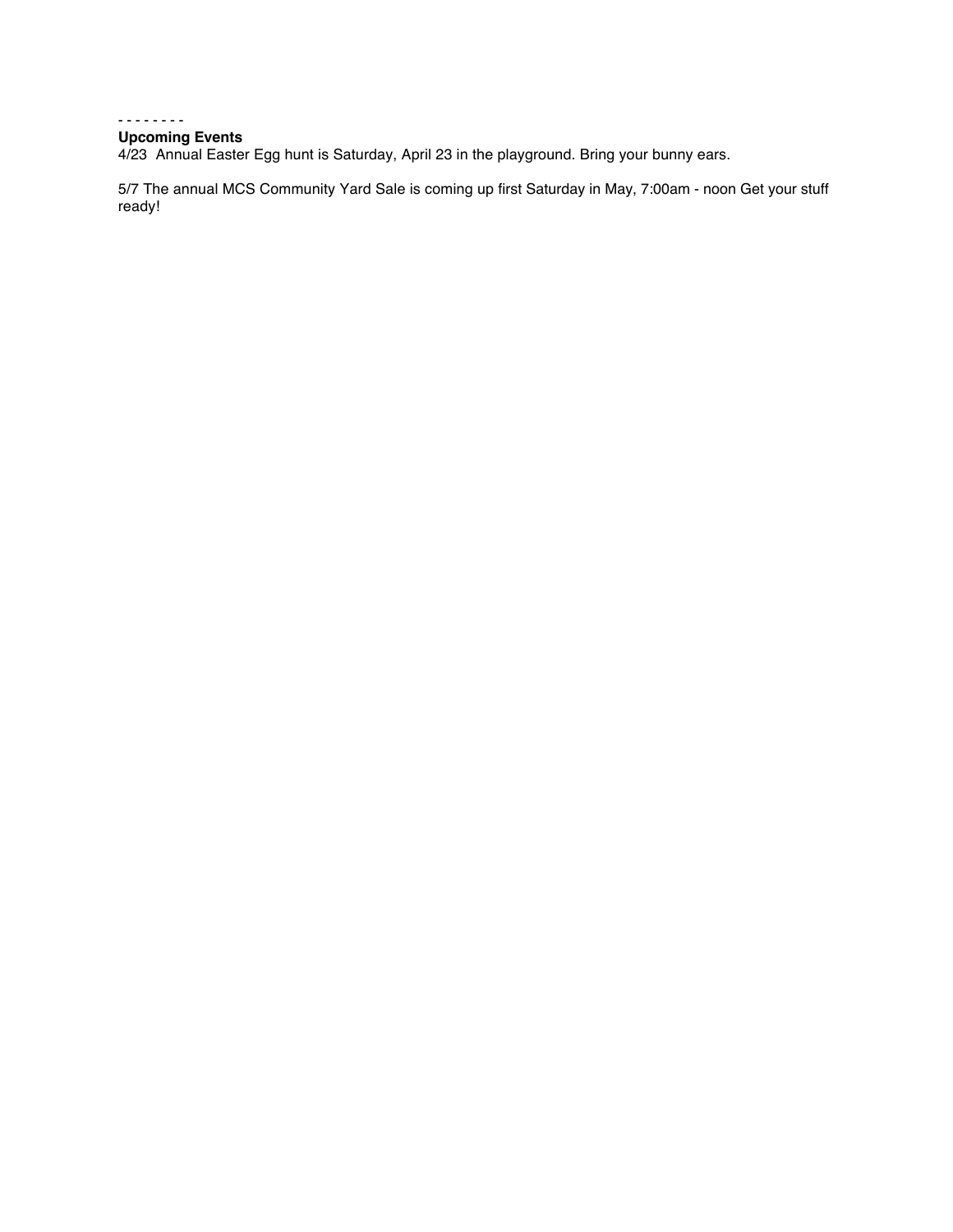- - - - - - - -

**Upcoming Events**

4/23  Annual Easter Egg hunt is Saturday, April 23 in the playground. Bring your bunny ears.

5/7 The annual MCS Community Yard Sale is coming up first Saturday in May, 7:00am - noon Get your stuff ready!